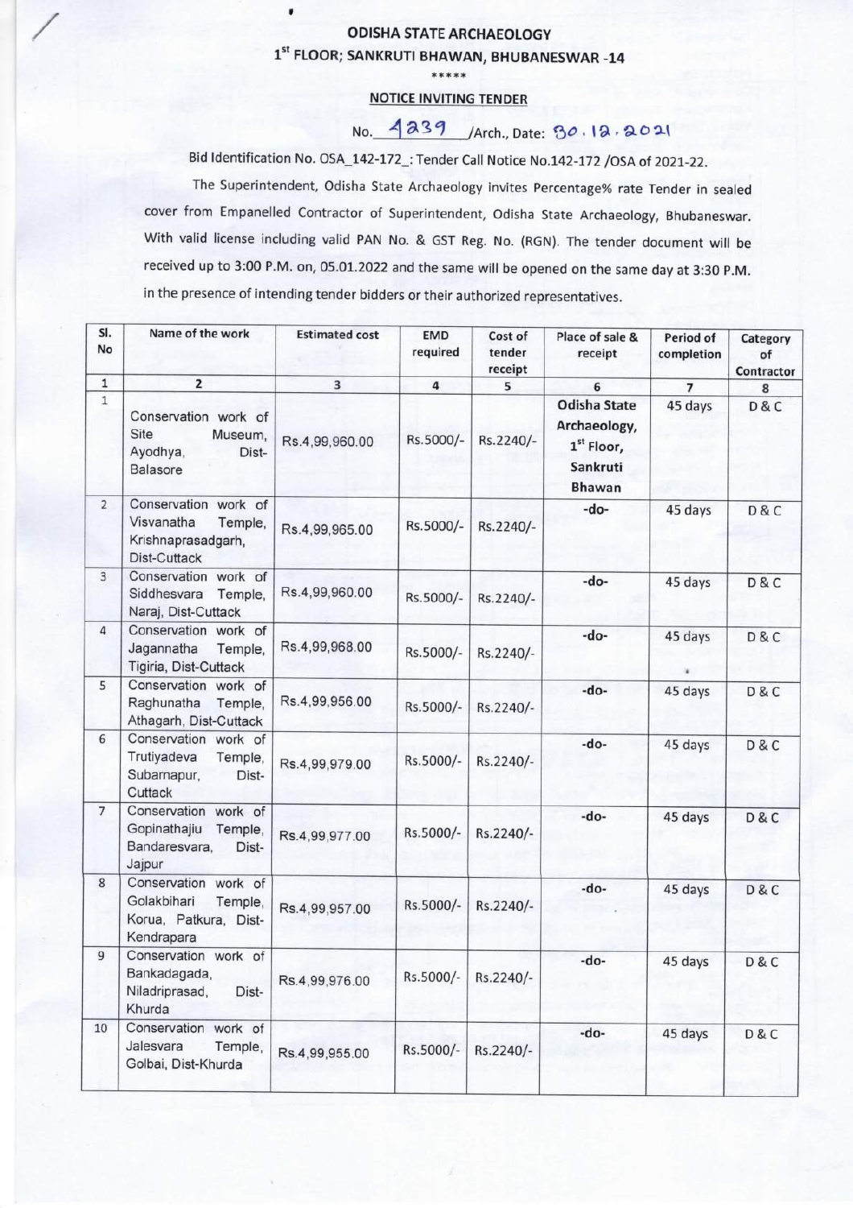# ODISHA STATE ARCHAEOLOGY

## 1st FLOOR; SANKRUTI BHAWAN, BHUBANESWAR -14

\*\*\*\*\*

### NOTICE INVITING TENDER

No. 4239 /Arch., Date: 30.12.2021

Bid Identification No. OSA_142-172_: Tender Call Notice No.142-172 /OSA of 2021-22.

The Superintendent, Odisha State Archaeology invites Percentage% rate Tender in sealed cover from Empanelled Contractor of Superintendent, Odisha State Archaeology, Bhubaneswar. With valid license including valid PAN No. & GST Reg. No. (RGN). The tender document will be received up to 3:00 P.M. on, 05.01.2022 and the same will be opened on the same day at 3:30 P.M. in the presence of intending tender bidders or their authorized representatives.

| Sl. No | Name of the work | Estimated cost | EMD required | Cost of tender receipt | Place of sale & receipt | Period of completion | Category of Contractor |
|---|---|---|---|---|---|---|---|
| 1 | 2 | 3 | 4 | 5 | 6 | 7 | 8 |
| 1 | Conservation work of Site Museum, Ayodhya, Dist-Balasore | Rs.4,99,960.00 | Rs.5000/- | Rs.2240/- | Odisha State Archaeology, 1st Floor, Sankruti Bhawan | 45 days | D & C |
| 2 | Conservation work of Visvanatha Temple, Krishnaprasadgarh, Dist-Cuttack | Rs.4,99,965.00 | Rs.5000/- | Rs.2240/- | -do- | 45 days | D & C |
| 3 | Conservation work of Siddhesvara Temple, Naraj, Dist-Cuttack | Rs.4,99,960.00 | Rs.5000/- | Rs.2240/- | -do- | 45 days | D & C |
| 4 | Conservation work of Jagannatha Temple, Tigiria, Dist-Cuttack | Rs.4,99,968.00 | Rs.5000/- | Rs.2240/- | -do- | 45 days | D & C |
| 5 | Conservation work of Raghunatha Temple, Athagarh, Dist-Cuttack | Rs.4,99,956.00 | Rs.5000/- | Rs.2240/- | -do- | 45 days | D & C |
| 6 | Conservation work of Trutiyadeva Temple, Subarnapur, Dist-Cuttack | Rs.4,99,979.00 | Rs.5000/- | Rs.2240/- | -do- | 45 days | D & C |
| 7 | Conservation work of Gopinathajiu Temple, Bandaresvara, Dist-Jajpur | Rs.4,99,977.00 | Rs.5000/- | Rs.2240/- | -do- | 45 days | D & C |
| 8 | Conservation work of Golakbihari Temple, Korua, Patkura, Dist-Kendrapara | Rs.4,99,957.00 | Rs.5000/- | Rs.2240/- | -do- | 45 days | D & C |
| 9 | Conservation work of Bankadagada, Niladriprasad, Dist-Khurda | Rs.4,99,976.00 | Rs.5000/- | Rs.2240/- | -do- | 45 days | D & C |
| 10 | Conservation work of Jalesvara Temple, Golbai, Dist-Khurda | Rs.4,99,955.00 | Rs.5000/- | Rs.2240/- | -do- | 45 days | D & C |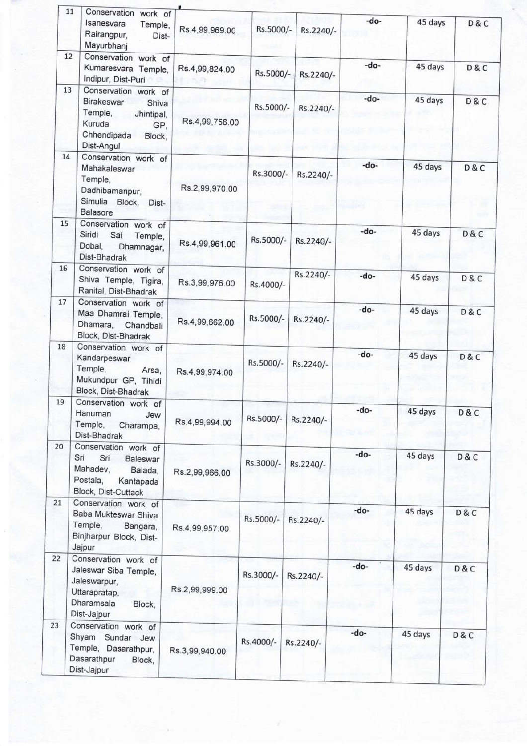| 11 | Conservation work of Isanesvara Temple, Rairangpur, Dist-Mayurbhanj | Rs.4,99,969.00 | Rs.5000/- | Rs.2240/- | -do- | 45 days | D & C |
|---|---|---|---|---|---|---|---|
| 12 | Conservation work of Kumaresvara Temple, Indipur, Dist-Puri | Rs.4,99,824.00 | Rs.5000/- | Rs.2240/- | -do- | 45 days | D & C |
| 13 | Conservation work of Birakeswar Shiva Temple, Jhintipal, Kuruda GP, Chhendipada Block, Dist-Angul | Rs.4,99,756.00 | Rs.5000/- | Rs.2240/- | -do- | 45 days | D & C |
| 14 | Conservation work of Mahakaleswar Temple, Dadhibamanpur, Simulia Block, Dist-Balasore | Rs.2,99,970.00 | Rs.3000/- | Rs.2240/- | -do- | 45 days | D & C |
| 15 | Conservation work of Siridi Sai Temple, Dobal, Dhamnagar, Dist-Bhadrak | Rs.4,99,961.00 | Rs.5000/- | Rs.2240/- | -do- | 45 days | D & C |
| 16 | Conservation work of Shiva Temple, Tigira, Ranital, Dist-Bhadrak | Rs.3,99,976.00 | Rs.4000/- | Rs.2240/- | -do- | 45 days | D & C |
| 17 | Conservation work of Maa Dhamrai Temple, Dhamara, Chandbali Block, Dist-Bhadrak | Rs.4,99,662.00 | Rs.5000/- | Rs.2240/- | -do- | 45 days | D & C |
| 18 | Conservation work of Kandarpeswar Temple, Arsa, Mukundpur GP, Tihidi Block, Dist-Bhadrak | Rs.4,99,974.00 | Rs.5000/- | Rs.2240/- | -do- | 45 days | D & C |
| 19 | Conservation work of Hanuman Jew Temple, Charampa, Dist-Bhadrak | Rs.4,99,994.00 | Rs.5000/- | Rs.2240/- | -do- | 45 days | D & C |
| 20 | Conservation work of Sri Sri Baleswar Mahadev, Balada, Postala, Kantapada Block, Dist-Cuttack | Rs.2,99,966.00 | Rs.3000/- | Rs.2240/- | -do- | 45 days | D & C |
| 21 | Conservation work of Baba Mukteswar Shiva Temple, Bangara, Binjharpur Block, Dist-Jajpur | Rs.4,99,957.00 | Rs.5000/- | Rs.2240/- | -do- | 45 days | D & C |
| 22 | Conservation work of Jaleswar Siba Temple, Jaleswarpur, Uttarapratap, Dharamsala Block, Dist-Jajpur | Rs.2,99,999.00 | Rs.3000/- | Rs.2240/- | -do- | 45 days | D & C |
| 23 | Conservation work of Shyam Sundar Jew Temple, Dasarathpur, Dasarathpur Block, Dist-Jajpur | Rs.3,99,940.00 | Rs.4000/- | Rs.2240/- | -do- | 45 days | D & C |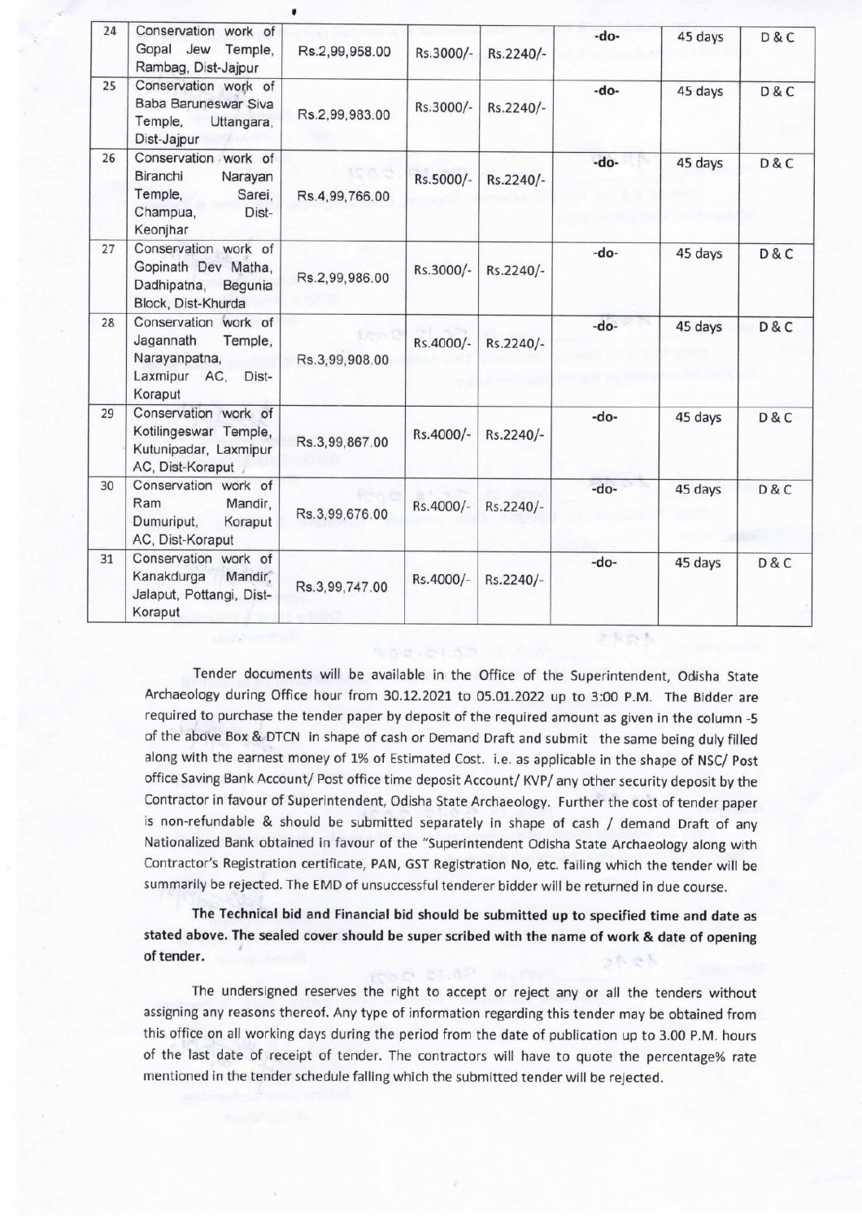| 24 | Conservation work of Gopal Jew Temple, Rambag, Dist-Jajpur | Rs.2,99,958.00 | Rs.3000/- | Rs.2240/- | -do- | 45 days | D & C |
|---|---|---|---|---|---|---|---|
| 25 | Conservation work of Baba Baruneswar Siva Temple, Uttangara, Dist-Jajpur | Rs.2,99,983.00 | Rs.3000/- | Rs.2240/- | -do- | 45 days | D & C |
| 26 | Conservation work of Biranchi Narayan Temple, Sarei, Champua, Dist-Keonjhar | Rs.4,99,766.00 | Rs.5000/- | Rs.2240/- | -do- | 45 days | D & C |
| 27 | Conservation work of Gopinath Dev Matha, Dadhipatna, Begunia Block, Dist-Khurda | Rs.2,99,986.00 | Rs.3000/- | Rs.2240/- | -do- | 45 days | D & C |
| 28 | Conservation work of Jagannath Temple, Narayanpatna, Laxmipur AC, Dist-Koraput | Rs.3,99,908.00 | Rs.4000/- | Rs.2240/- | -do- | 45 days | D & C |
| 29 | Conservation work of Kotilingeswar Temple, Kutunipadar, Laxmipur AC, Dist-Koraput | Rs.3,99,867.00 | Rs.4000/- | Rs.2240/- | -do- | 45 days | D & C |
| 30 | Conservation work of Ram Mandir, Dumuriput, Koraput AC, Dist-Koraput | Rs.3,99,676.00 | Rs.4000/- | Rs.2240/- | -do- | 45 days | D & C |
| 31 | Conservation work of Kanakdurga Mandir, Jalaput, Pottangi, Dist-Koraput | Rs.3,99,747.00 | Rs.4000/- | Rs.2240/- | -do- | 45 days | D & C |

Tender documents will be available in the Office of the Superintendent, Odisha State Archaeology during Office hour from 30.12.2021 to 05.01.2022 up to 3:00 P.M. The Bidder are required to purchase the tender paper by deposit of the required amount as given in the column -5 of the above Box & DTCN in shape of cash or Demand Draft and submit the same being duly filled along with the earnest money of 1% of Estimated Cost. i.e. as applicable in the shape of NSC/ Post office Saving Bank Account/ Post office time deposit Account/ KVP/ any other security deposit by the Contractor in favour of Superintendent, Odisha State Archaeology. Further the cost of tender paper is non-refundable & should be submitted separately in shape of cash / demand Draft of any Nationalized Bank obtained in favour of the "Superintendent Odisha State Archaeology along with Contractor's Registration certificate, PAN, GST Registration No, etc. failing which the tender will be summarily be rejected. The EMD of unsuccessful tenderer bidder will be returned in due course.

**The Technical bid and Financial bid should be submitted up to specified time and date as stated above. The sealed cover should be super scribed with the name of work & date of opening of tender.**

The undersigned reserves the right to accept or reject any or all the tenders without assigning any reasons thereof. Any type of information regarding this tender may be obtained from this office on all working days during the period from the date of publication up to 3.00 P.M. hours of the last date of receipt of tender. The contractors will have to quote the percentage% rate mentioned in the tender schedule falling which the submitted tender will be rejected.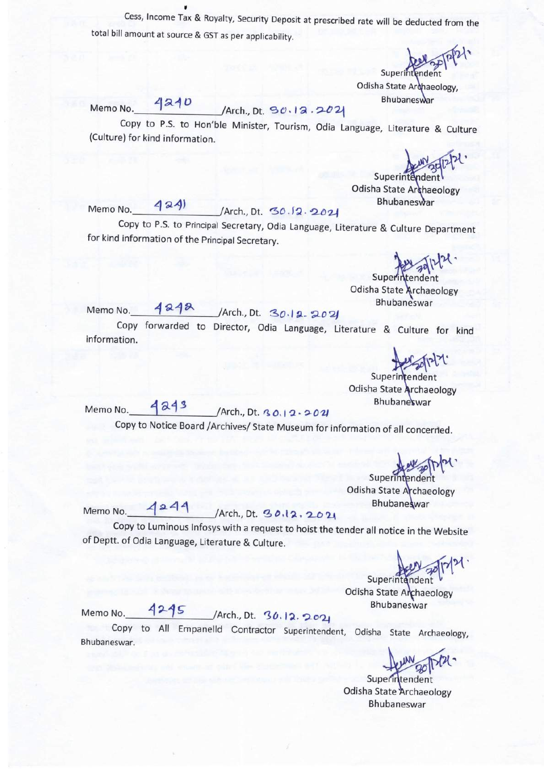Cess, Income Tax & Royalty, Security Deposit at prescribed rate will be deducted from the total bill amount at source & GST as per applicability.

Superintendent
Odisha State Archaeology,
Bhubaneswar

Memo No. 4240 /Arch., Dt. 30.12.2021

Copy to P.S. to Hon'ble Minister, Tourism, Odia Language, Literature & Culture (Culture) for kind information.

Superintendent
Odisha State Archaeology
Bhubaneswar

Memo No. 4241 /Arch., Dt. 30.12.2021

Copy to P.S. to Principal Secretary, Odia Language, Literature & Culture Department for kind information of the Principal Secretary.

Superintendent
Odisha State Archaeology
Bhubaneswar

Memo No. 4242 /Arch., Dt. 30.12.2021

Copy forwarded to Director, Odia Language, Literature & Culture for kind information.

Superintendent
Odisha State Archaeology
Bhubaneswar

Memo No. 4243 /Arch., Dt. 30.12.2021

Copy to Notice Board /Archives/ State Museum for information of all concerned.

Superintendent
Odisha State Archaeology
Bhubaneswar

Memo No. 4244 /Arch., Dt. 30.12.2021

Copy to Luminous Infosys with a request to hoist the tender all notice in the Website of Deptt. of Odia Language, Literature & Culture.

Superintendent
Odisha State Archaeology
Bhubaneswar

Memo No. 4245 /Arch., Dt. 30.12.2021

Copy to All Empanelld Contractor Superintendent, Odisha State Archaeology, Bhubaneswar.

Superintendent
Odisha State Archaeology
Bhubaneswar